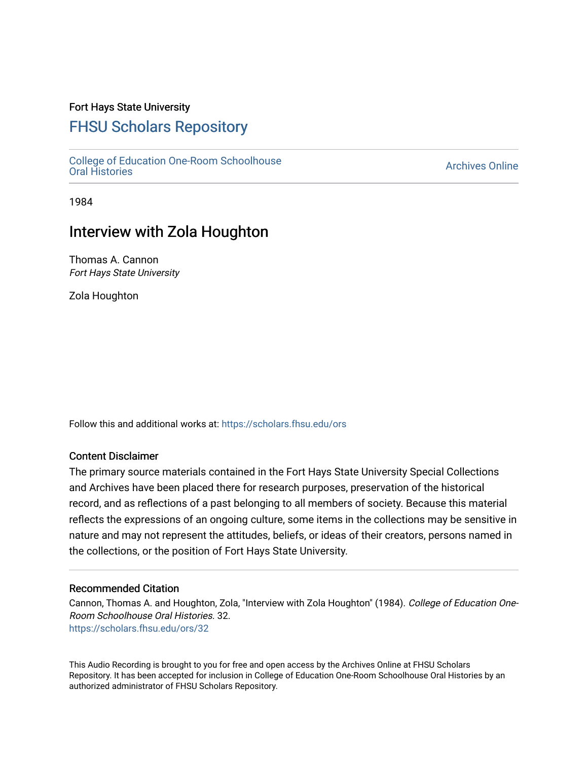Fort Hays State University

# FHSU Scholars Repository

College of Education One-Room Schoolhouse Oral Histories

Archives Online

1984

## Interview with Zola Houghton

Thomas A. Cannon
*Fort Hays State University*

Zola Houghton

Follow this and additional works at: https://scholars.fhsu.edu/ors

### Content Disclaimer

The primary source materials contained in the Fort Hays State University Special Collections and Archives have been placed there for research purposes, preservation of the historical record, and as reflections of a past belonging to all members of society. Because this material reflects the expressions of an ongoing culture, some items in the collections may be sensitive in nature and may not represent the attitudes, beliefs, or ideas of their creators, persons named in the collections, or the position of Fort Hays State University.

### Recommended Citation

Cannon, Thomas A. and Houghton, Zola, "Interview with Zola Houghton" (1984). *College of Education One-Room Schoolhouse Oral Histories*. 32.
https://scholars.fhsu.edu/ors/32

This Audio Recording is brought to you for free and open access by the Archives Online at FHSU Scholars Repository. It has been accepted for inclusion in College of Education One-Room Schoolhouse Oral Histories by an authorized administrator of FHSU Scholars Repository.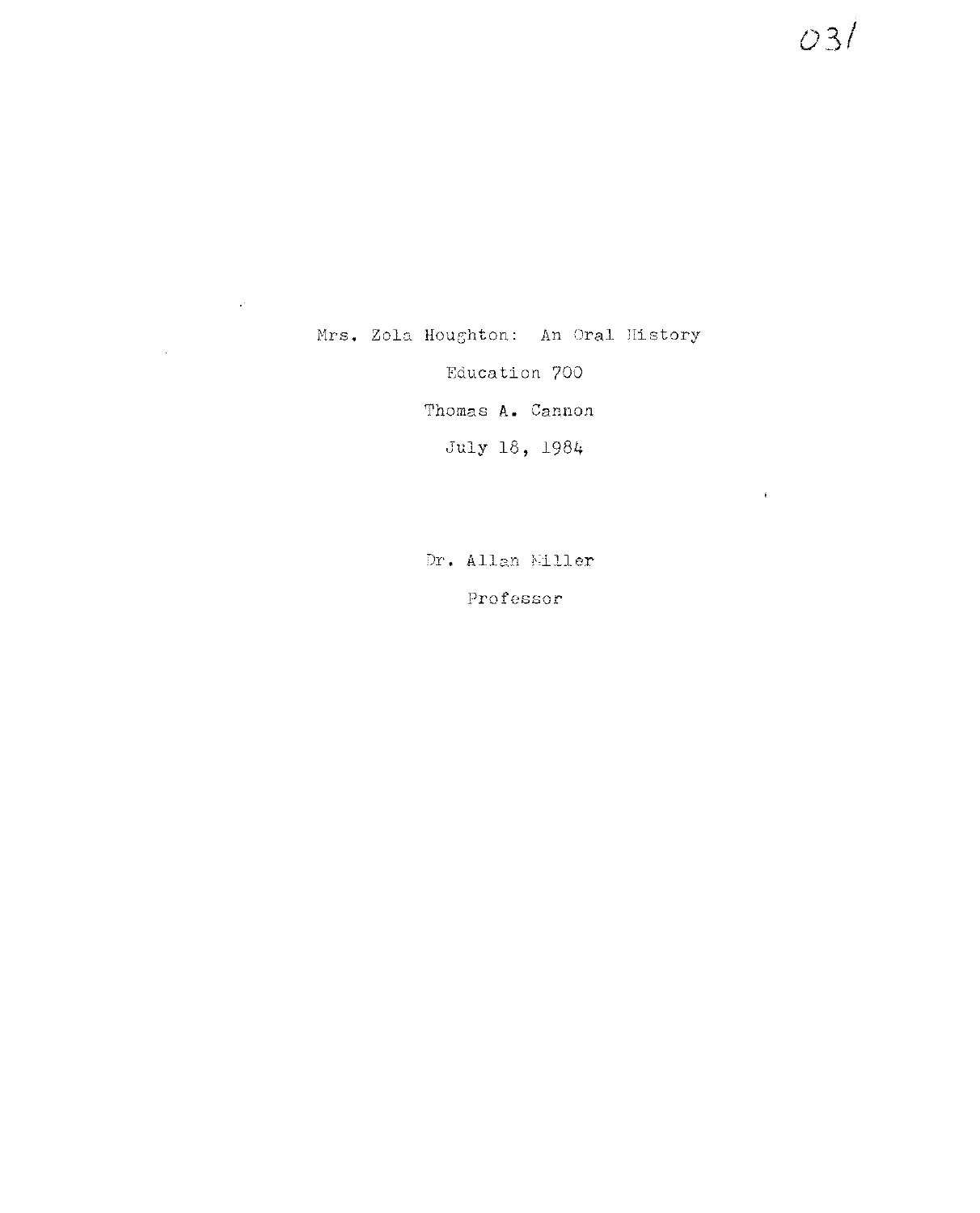031

Mrs. Zola Houghton: An Oral History

Education 700

Thomas A. Cannon

July 18, 1984

Dr. Allan Miller

Professor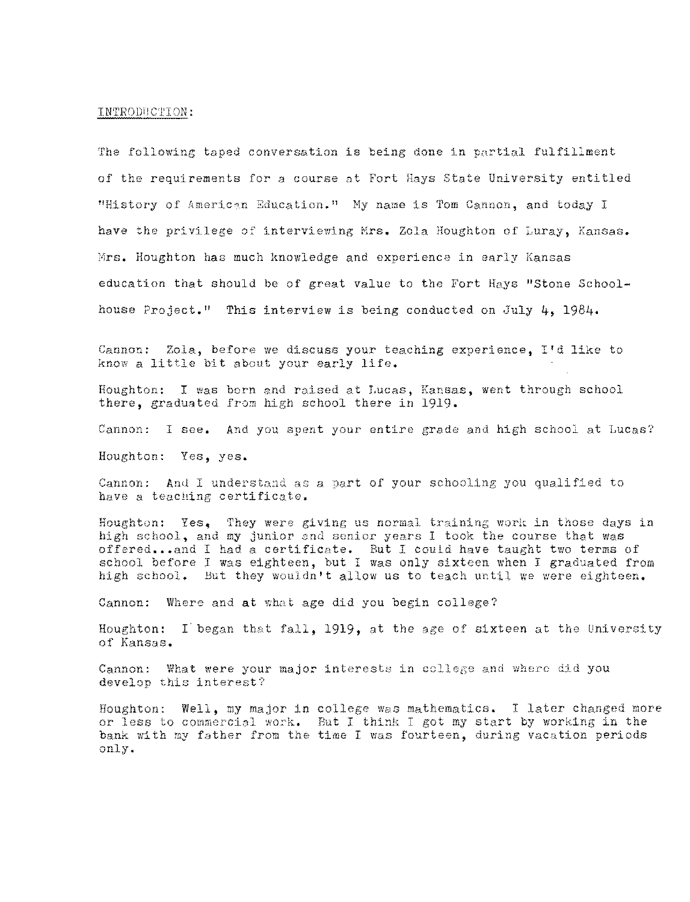INTRODUCTION:

The following taped conversation is being done in partial fulfillment of the requirements for a course at Fort Hays State University entitled "History of American Education." My name is Tom Cannon, and today I have the privilege of interviewing Mrs. Zola Houghton of Luray, Kansas. Mrs. Houghton has much knowledge and experience in early Kansas education that should be of great value to the Fort Hays "Stone Schoolhouse Project." This interview is being conducted on July 4, 1984.

Cannon: Zola, before we discuss your teaching experience, I'd like to know a little bit about your early life.

Houghton: I was born and raised at Lucas, Kansas, went through school there, graduated from high school there in 1919.

Cannon: I see. And you spent your entire grade and high school at Lucas?

Houghton: Yes, yes.

Cannon: And I understand as a part of your schooling you qualified to have a teaching certificate.

Houghton: Yes. They were giving us normal training work in those days in high school, and my junior and senior years I took the course that was offered...and I had a certificate. But I could have taught two terms of school before I was eighteen, but I was only sixteen when I graduated from high school. But they wouldn't allow us to teach until we were eighteen.

Cannon: Where and at what age did you begin college?

Houghton: I began that fall, 1919, at the age of sixteen at the University of Kansas.

Cannon: What were your major interests in college and where did you develop this interest?

Houghton: Well, my major in college was mathematics. I later changed more or less to commercial work. But I think I got my start by working in the bank with my father from the time I was fourteen, during vacation periods only.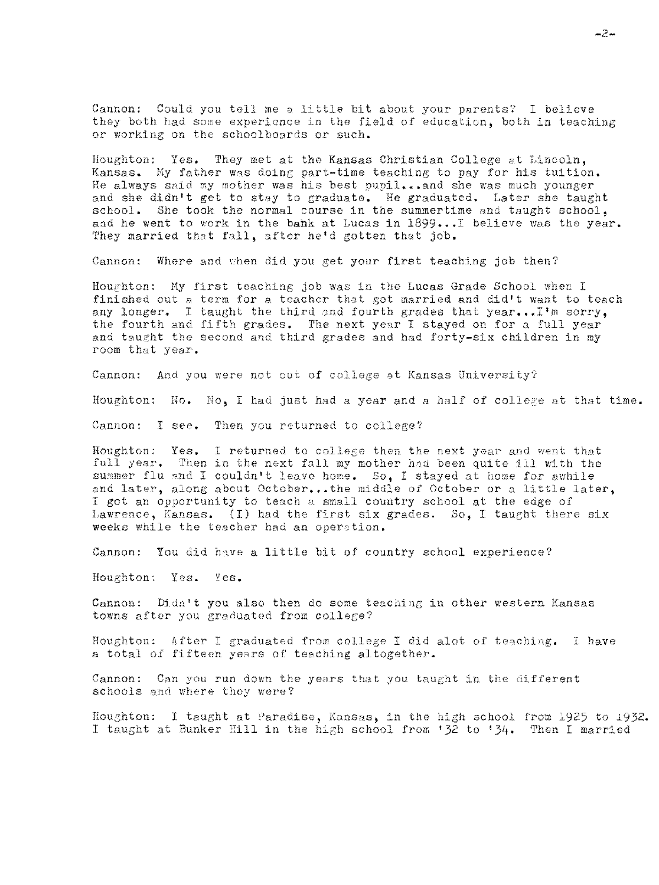Cannon: Could you tell me a little bit about your parents? I believe they both had some experience in the field of education, both in teaching or working on the schoolboards or such.

Houghton: Yes. They met at the Kansas Christian College at Lincoln, Kansas. My father was doing part-time teaching to pay for his tuition. He always said my mother was his best pupil...and she was much younger and she didn't get to stay to graduate. He graduated. Later she taught school. She took the normal course in the summertime and taught school, and he went to work in the bank at Lucas in 1899...I believe was the year. They married that fall, after he'd gotten that job.

Cannon: Where and when did you get your first teaching job then?

Houghton: My first teaching job was in the Lucas Grade School when I finished out a term for a teacher that got married and did't want to teach any longer. I taught the third and fourth grades that year...I'm sorry, the fourth and fifth grades. The next year I stayed on for a full year and taught the second and third grades and had forty-six children in my room that year.

Cannon: And you were not out of college at Kansas University?

Houghton: No. No, I had just had a year and a half of college at that time.

Cannon: I see. Then you returned to college?

Houghton: Yes. I returned to college then the next year and went that full year. Then in the next fall my mother had been quite ill with the summer flu and I couldn't leave home. So, I stayed at home for awhile and later, along about October...the middle of October or a little later, I got an opportunity to teach a small country school at the edge of Lawrence, Kansas. (I) had the first six grades. So, I taught there six weeks while the teacher had an operation.

Cannon: You did have a little bit of country school experience?

Houghton: Yes. Yes.

Cannon: Didn't you also then do some teaching in other western Kansas towns after you graduated from college?

Houghton: After I graduated from college I did alot of teaching. I have a total of fifteen years of teaching altogether.

Cannon: Can you run down the years that you taught in the different schools and where they were?

Houghton: I taught at Paradise, Kansas, in the high school from 1925 to 1932. I taught at Bunker Hill in the high school from '32 to '34. Then I married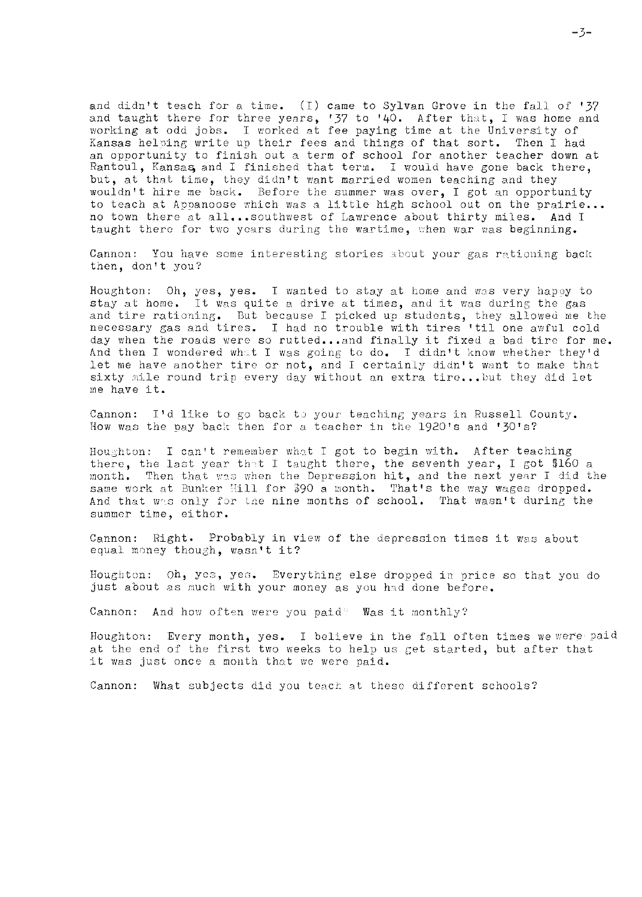and didn't teach for a time. (I) came to Sylvan Grove in the fall of '37 and taught there for three years, '37 to '40. After that, I was home and working at odd jobs. I worked at fee paying time at the University of Kansas helping write up their fees and things of that sort. Then I had an opportunity to finish out a term of school for another teacher down at Rantoul, Kansas, and I finished that term. I would have gone back there, but, at that time, they didn't want married women teaching and they wouldn't hire me back. Before the summer was over, I got an opportunity to teach at Appanoose which was a little high school out on the prairie... no town there at all...southwest of Lawrence about thirty miles. And I taught there for two years during the wartime, when war was beginning.

Cannon: You have some interesting stories about your gas rationing back then, don't you?

Houghton: Oh, yes, yes. I wanted to stay at home and was very happy to stay at home. It was quite a drive at times, and it was during the gas and tire rationing. But because I picked up students, they allowed me the necessary gas and tires. I had no trouble with tires 'til one awful cold day when the roads were so rutted...and finally it fixed a bad tire for me. And then I wondered what I was going to do. I didn't know whether they'd let me have another tire or not, and I certainly didn't want to make that sixty mile round trip every day without an extra tire...but they did let me have it.

Cannon: I'd like to go back to your teaching years in Russell County. How was the pay back then for a teacher in the 1920's and '30's?

Houghton: I can't remember what I got to begin with. After teaching there, the last year that I taught there, the seventh year, I got $160 a month. Then that was when the Depression hit, and the next year I did the same work at Bunker Hill for $90 a month. That's the way wages dropped. And that was only for the nine months of school. That wasn't during the summer time, either.

Cannon: Right. Probably in view of the depression times it was about equal money though, wasn't it?

Houghton: Oh, yes, yes. Everything else dropped in price so that you do just about as much with your money as you had done before.

Cannon: And how often were you paid? Was it monthly?

Houghton: Every month, yes. I believe in the fall often times we were paid at the end of the first two weeks to help us get started, but after that it was just once a month that we were paid.

Cannon: What subjects did you teach at these different schools?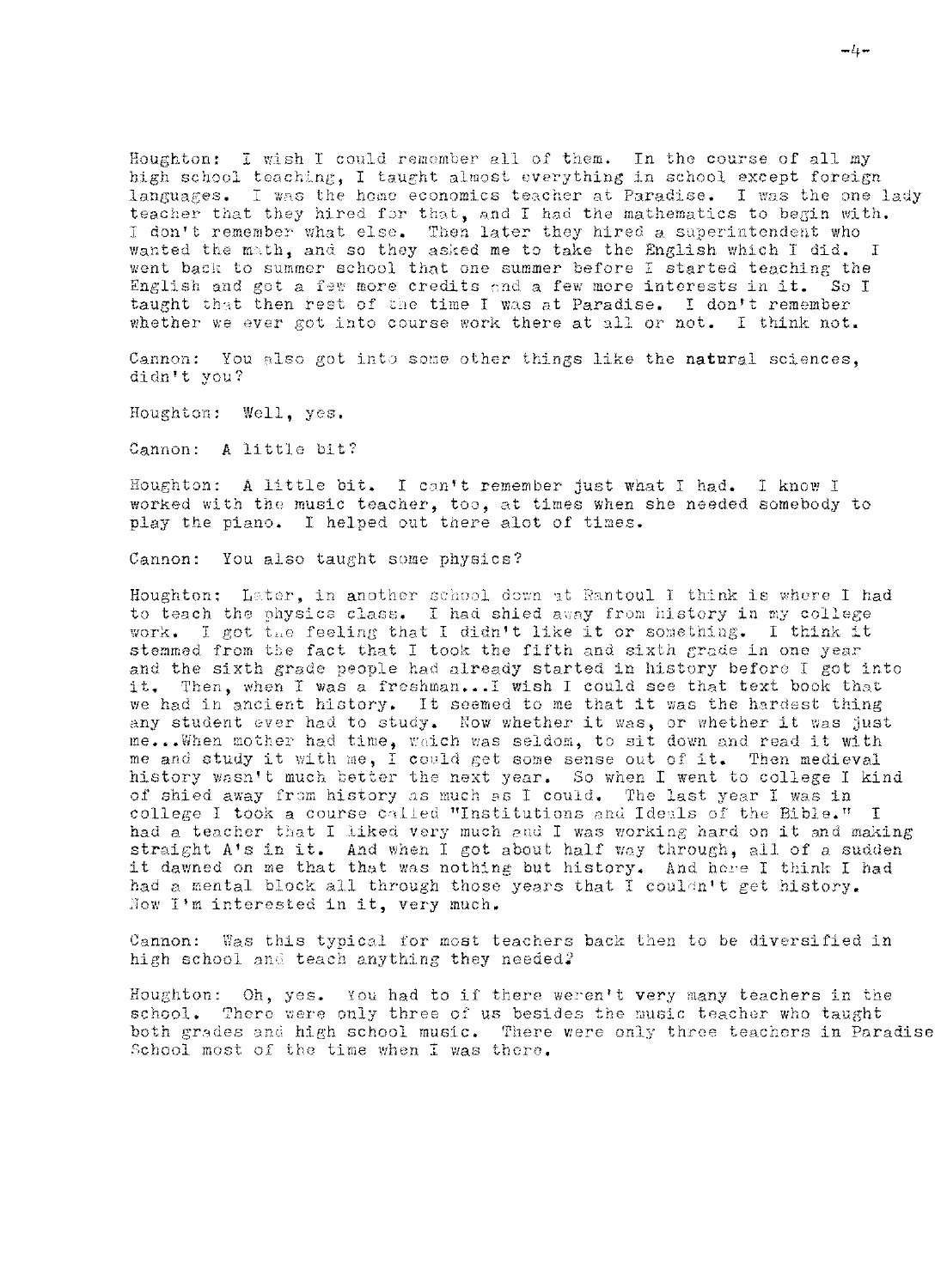Houghton: I wish I could remember all of them. In the course of all my high school teaching, I taught almost everything in school except foreign languages. I was the home economics teacher at Paradise. I was the one lady teacher that they hired for that, and I had the mathematics to begin with. I don't remember what else. Then later they hired a superintendent who wanted the math, and so they asked me to take the English which I did. I went back to summer school that one summer before I started teaching the English and got a few more credits and a few more interests in it. So I taught that then rest of the time I was at Paradise. I don't remember whether we ever got into course work there at all or not. I think not.

Cannon: You also got into some other things like the natural sciences, didn't you?

Houghton: Well, yes.

Cannon: A little bit?

Houghton: A little bit. I can't remember just what I had. I know I worked with the music teacher, too, at times when she needed somebody to play the piano. I helped out there alot of times.

Cannon: You also taught some physics?

Houghton: Later, in another school down at Rantoul I think is where I had to teach the physics class. I had shied away from history in my college work. I got the feeling that I didn't like it or something. I think it stemmed from the fact that I took the fifth and sixth grade in one year and the sixth grade people had already started in history before I got into it. Then, when I was a freshman...I wish I could see that text book that we had in ancient history. It seemed to me that it was the hardest thing any student ever had to study. Now whether it was, or whether it was just me...When mother had time, which was seldom, to sit down and read it with me and study it with me, I could get some sense out of it. Then medieval history wasn't much better the next year. So when I went to college I kind of shied away from history as much as I could. The last year I was in college I took a course called "Institutions and Ideals of the Bible." I had a teacher that I liked very much and I was working hard on it and making straight A's in it. And when I got about half way through, all of a sudden it dawned on me that that was nothing but history. And here I think I had had a mental block all through those years that I couldn't get history. Now I'm interested in it, very much.

Cannon: Was this typical for most teachers back then to be diversified in high school and teach anything they needed?

Houghton: Oh, yes. You had to if there weren't very many teachers in the school. There were only three of us besides the music teacher who taught both grades and high school music. There were only three teachers in Paradise School most of the time when I was there.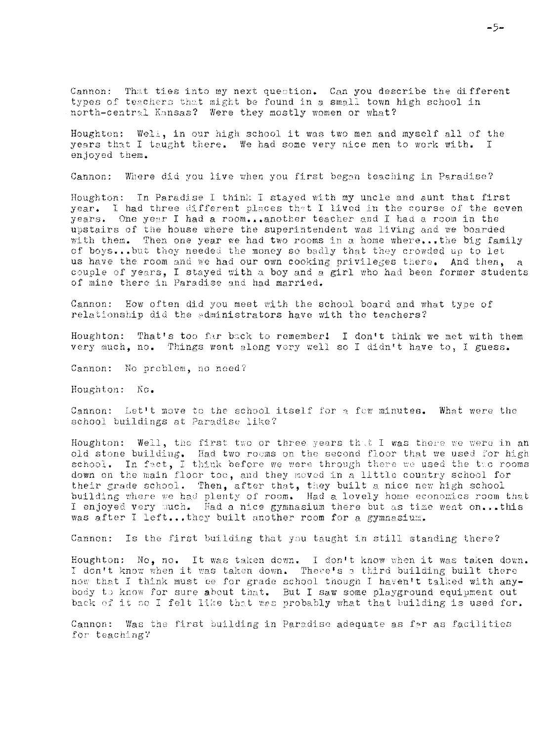Cannon: That ties into my next question. Can you describe the different types of teachers that might be found in a small town high school in north-central Kansas? Were they mostly women or what?

Houghton: Well, in our high school it was two men and myself all of the years that I taught there. We had some very nice men to work with. I enjoyed them.

Cannon: Where did you live when you first began teaching in Paradise?

Houghton: In Paradise I think I stayed with my uncle and aunt that first year. I had three different places that I lived in the course of the seven years. One year I had a room...another teacher and I had a room in the upstairs of the house where the superintendent was living and we boarded with them. Then one year we had two rooms in a home where...the big family of boys...but they needed the money so badly that they crowded up to let us have the room and we had our own cooking privileges there. And then, a couple of years, I stayed with a boy and a girl who had been former students of mine there in Paradise and had married.

Cannon: How often did you meet with the school board and what type of relationship did the administrators have with the teachers?

Houghton: That's too far back to remember! I don't think we met with them very much, no. Things went along very well so I didn't have to, I guess.

Cannon: No problem, no need?

Houghton: No.

Cannon: Let't move to the school itself for a few minutes. What were the school buildings at Paradise like?

Houghton: Well, the first two or three years that I was there we were in an old stone building. Had two rooms on the second floor that we used for high school. In fact, I think before we were through there we used the two rooms down on the main floor too, and they moved in a little country school for their grade school. Then, after that, they built a nice new high school building where we had plenty of room. Had a lovely home economics room that I enjoyed very much. Had a nice gymnasium there but as time went on...this was after I left...they built another room for a gymnasium.

Cannon: Is the first building that you taught in still standing there?

Houghton: No, no. It was taken down. I don't know when it was taken down. I don't know when it was taken down. There's a third building built there now that I think must be for grade school though I haven't talked with anybody to know for sure about that. But I saw some playground equipment out back of it so I felt like that was probably what that building is used for.

Cannon: Was the first building in Paradise adequate as far as facilities for teaching?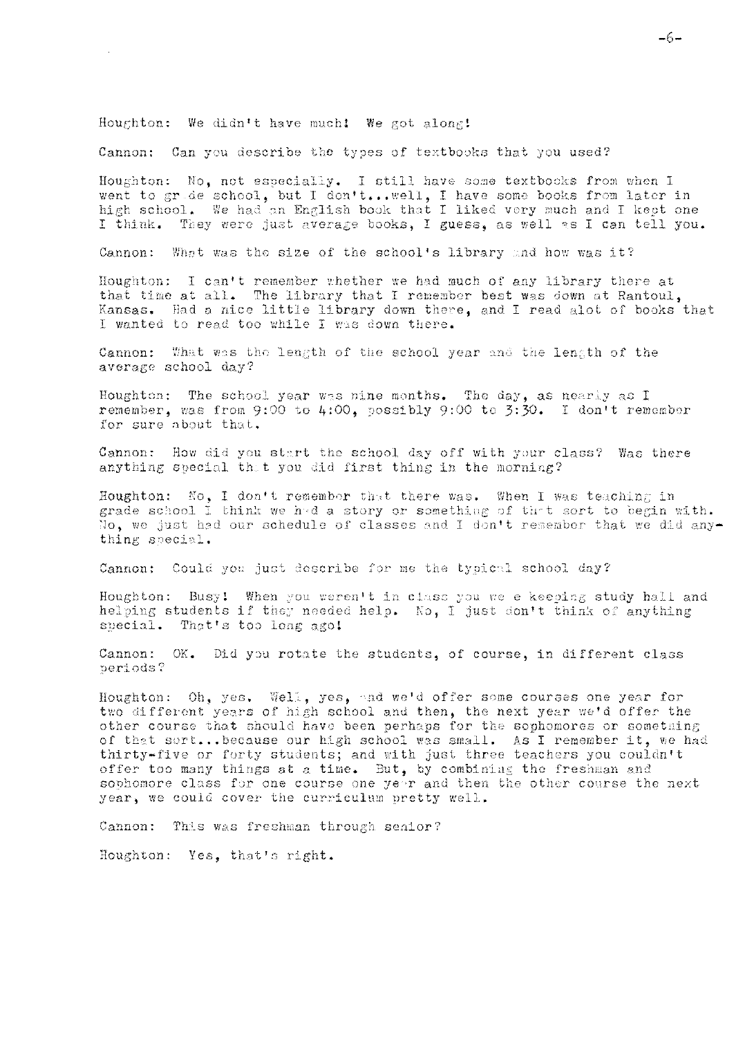Houghton: We didn't have much! We got along!

Cannon: Can you describe the types of textbooks that you used?

Houghton: No, not especially. I still have some textbooks from when I went to grade school, but I don't...well, I have some books from later in high school. We had an English book that I liked very much and I kept one I think. They were just average books, I guess, as well as I can tell you.

Cannon: What was the size of the school's library and how was it?

Houghton: I can't remember whether we had much of any library there at that time at all. The library that I remember best was down at Rantoul, Kansas. Had a nice little library down there, and I read alot of books that I wanted to read too while I was down there.

Cannon: What was the length of the school year and the length of the average school day?

Houghton: The school year was nine months. The day, as nearly as I remember, was from 9:00 to 4:00, possibly 9:00 to 3:30. I don't remember for sure about that.

Cannon: How did you start the school day off with your class? Was there anything special that you did first thing in the morning?

Houghton: No, I don't remember that there was. When I was teaching in grade school I think we had a story or something of that sort to begin with. No, we just had our schedule of classes and I don't remember that we did anything special.

Cannon: Could you just describe for me the typical school day?

Houghton: Busy! When you weren't in class you were keeping study hall and helping students if they needed help. No, I just don't think of anything special. That's too long ago!

Cannon: OK. Did you rotate the students, of course, in different class periods?

Houghton: Oh, yes. Well, yes, and we'd offer some courses one year for two different years of high school and then, the next year we'd offer the other course that should have been perhaps for the sophomores or something of that sort...because our high school was small. As I remember it, we had thirty-five or forty students; and with just three teachers you couldn't offer too many things at a time. But, by combining the freshman and sophomore class for one course one year and then the other course the next year, we could cover the curriculum pretty well.

Cannon: This was freshman through senior?

Houghton: Yes, that's right.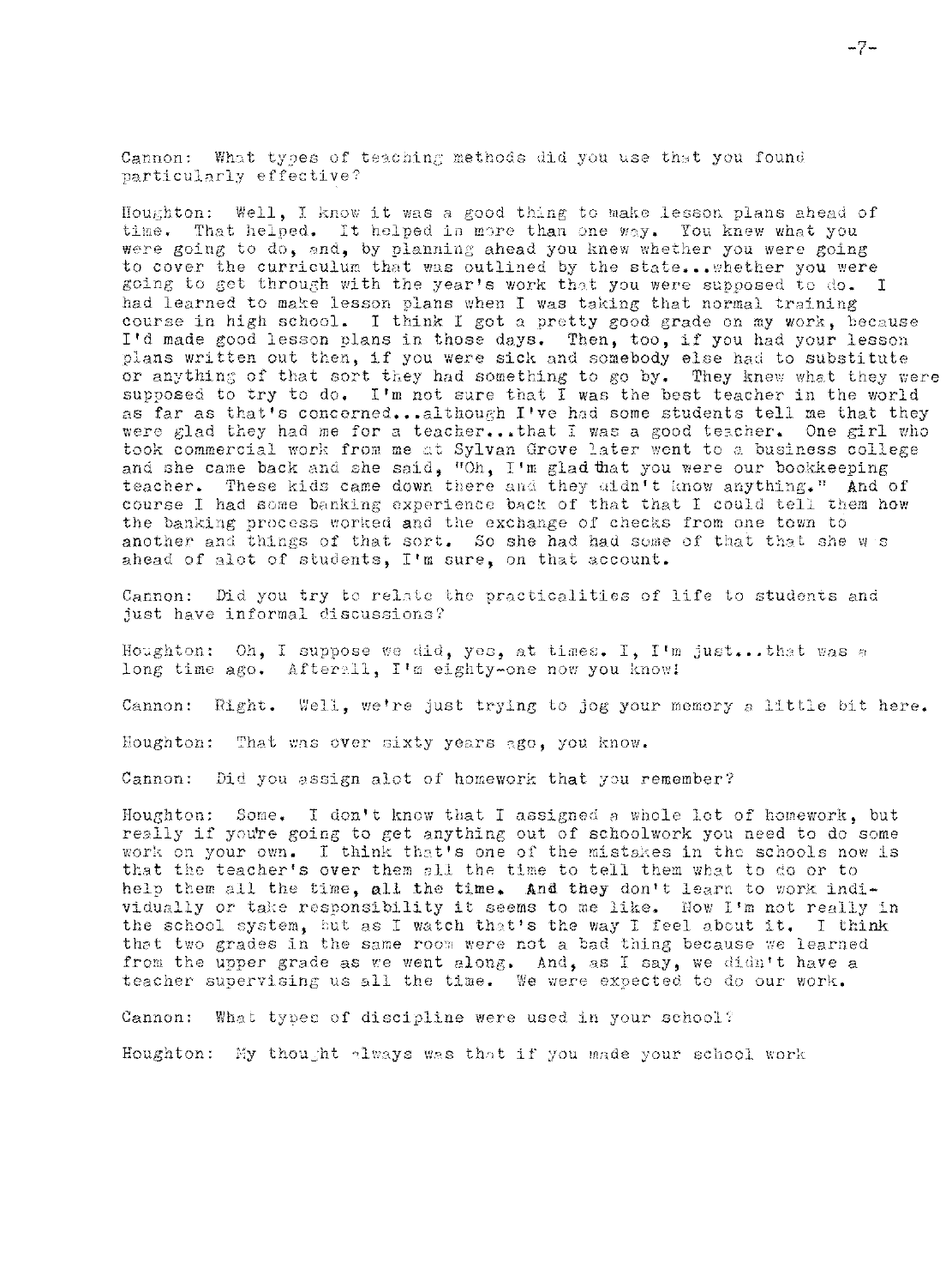Cannon: What types of teaching methods did you use that you found particularly effective?

Houghton: Well, I know it was a good thing to make lesson plans ahead of time. That helped. It helped in more than one way. You knew what you were going to do, and, by planning ahead you knew whether you were going to cover the curriculum that was outlined by the state...whether you were going to get through with the year's work that you were supposed to do. I had learned to make lesson plans when I was taking that normal training course in high school. I think I got a pretty good grade on my work, because I'd made good lesson plans in those days. Then, too, if you had your lesson plans written out then, if you were sick and somebody else had to substitute or anything of that sort they had something to go by. They knew what they were supposed to try to do. I'm not sure that I was the best teacher in the world as far as that's concerned...although I've had some students tell me that they were glad they had me for a teacher...that I was a good teacher. One girl who took commercial work from me at Sylvan Grove later went to a business college and she came back and she said, "Oh, I'm glad that you were our bookkeeping teacher. These kids came down there and they didn't know anything." And of course I had some banking experience back of that that I could tell them how the banking process worked and the exchange of checks from one town to another and things of that sort. So she had had some of that that she w s ahead of alot of students, I'm sure, on that account.

Cannon: Did you try to relate the practicalities of life to students and just have informal discussions?

Houghton: Oh, I suppose we did, yes, at times. I, I'm just...that was a long time ago. Afterall, I'm eighty-one now you know!

Cannon: Right. Well, we're just trying to jog your memory a little bit here.

Houghton: That was over sixty years ago, you know.

Cannon: Did you assign alot of homework that you remember?

Houghton: Some. I don't know that I assigned a whole lot of homework, but really if you're going to get anything out of schoolwork you need to do some work on your own. I think that's one of the mistakes in the schools now is that the teacher's over them all the time to tell them what to do or to help them all the time, all the time. And they don't learn to work individually or take responsibility it seems to me like. Now I'm not really in the school system, but as I watch that's the way I feel about it. I think that two grades in the same room were not a bad thing because we learned from the upper grade as we went along. And, as I say, we didn't have a teacher supervising us all the time. We were expected to do our work.

Cannon: What types of discipline were used in your school?

Houghton: My thought always was that if you made your school work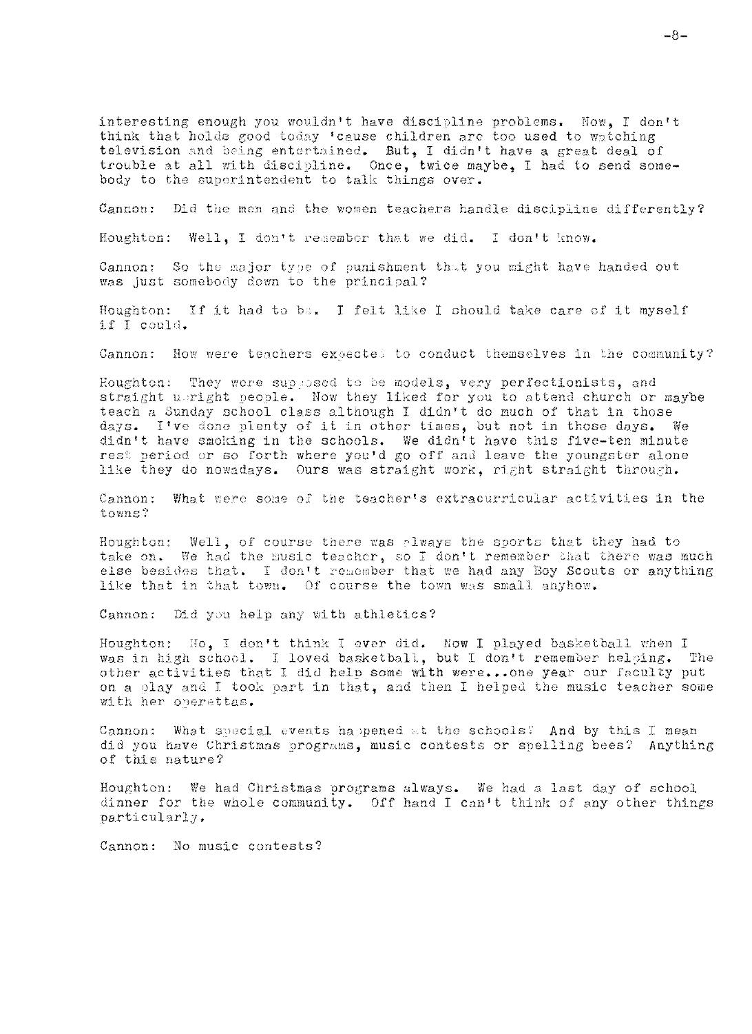interesting enough you wouldn't have discipline problems. Now, I don't think that holds good today 'cause children are too used to watching television and being entertained. But, I didn't have a great deal of trouble at all with discipline. Once, twice maybe, I had to send somebody to the superintendent to talk things over.

Cannon: Did the men and the women teachers handle discipline differently?

Houghton: Well, I don't remember that we did. I don't know.

Cannon: So the major type of punishment that you might have handed out was just somebody down to the principal?

Houghton: If it had to be. I felt like I should take care of it myself if I could.

Cannon: How were teachers expected to conduct themselves in the community?

Houghton: They were supposed to be models, very perfectionists, and straight upright people. Now they liked for you to attend church or maybe teach a Sunday school class although I didn't do much of that in those days. I've done plenty of it in other times, but not in those days. We didn't have smoking in the schools. We didn't have this five-ten minute rest period or so forth where you'd go off and leave the youngster alone like they do nowadays. Ours was straight work, right straight through.

Cannon: What were some of the teacher's extracurricular activities in the towns?

Houghton: Well, of course there was always the sports that they had to take on. We had the music teacher, so I don't remember that there was much else besides that. I don't remember that we had any Boy Scouts or anything like that in that town. Of course the town was small anyhow.

Cannon: Did you help any with athletics?

Houghton: No, I don't think I ever did. Now I played basketball when I was in high school. I loved basketball, but I don't remember helping. The other activities that I did help some with were...one year our faculty put on a play and I took part in that, and then I helped the music teacher some with her operettas.

Cannon: What special events happened at the schools? And by this I mean did you have Christmas programs, music contests or spelling bees? Anything of this nature?

Houghton: We had Christmas programs always. We had a last day of school dinner for the whole community. Off hand I can't think of any other things particularly.

Cannon: No music contests?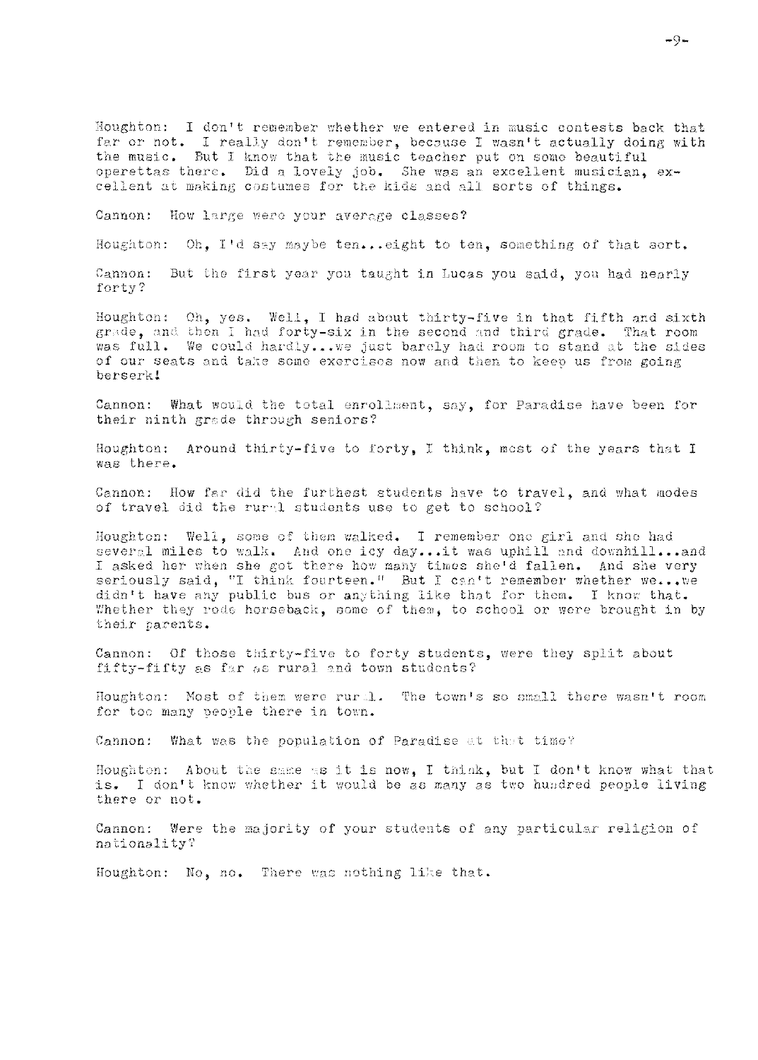Houghton: I don't remember whether we entered in music contests back that far or not. I really don't remember, because I wasn't actually doing with the music. But I know that the music teacher put on some beautiful operettas there. Did a lovely job. She was an excellent musician, excellent at making costumes for the kids and all sorts of things.

Cannon: How large were your average classes?

Houghton: Oh, I'd say maybe ten...eight to ten, something of that sort.

Cannon: But the first year you taught in Lucas you said, you had nearly forty?

Houghton: Oh, yes. Well, I had about thirty-five in that fifth and sixth grade, and then I had forty-six in the second and third grade. That room was full. We could hardly...we just barely had room to stand at the sides of our seats and take some exercises now and then to keep us from going berserk!

Cannon: What would the total enrollment, say, for Paradise have been for their ninth grade through seniors?

Houghton: Around thirty-five to forty, I think, most of the years that I was there.

Cannon: How far did the furthest students have to travel, and what modes of travel did the rural students use to get to school?

Houghton: Well, some of them walked. I remember one girl and she had several miles to walk. And one icy day...it was uphill and downhill...and I asked her when she got there how many times she'd fallen. And she very seriously said, "I think fourteen." But I can't remember whether we...we didn't have any public bus or anything like that for them. I know that. Whether they rode horseback, some of them, to school or were brought in by their parents.

Cannon: Of those thirty-five to forty students, were they split about fifty-fifty as far as rural and town students?

Houghton: Most of them were rural. The town's so small there wasn't room for too many people there in town.

Cannon: What was the population of Paradise at that time?

Houghton: About the same as it is now, I think, but I don't know what that is. I don't know whether it would be as many as two hundred people living there or not.

Cannon: Were the majority of your students of any particular religion of nationality?

Houghton: No, no. There was nothing like that.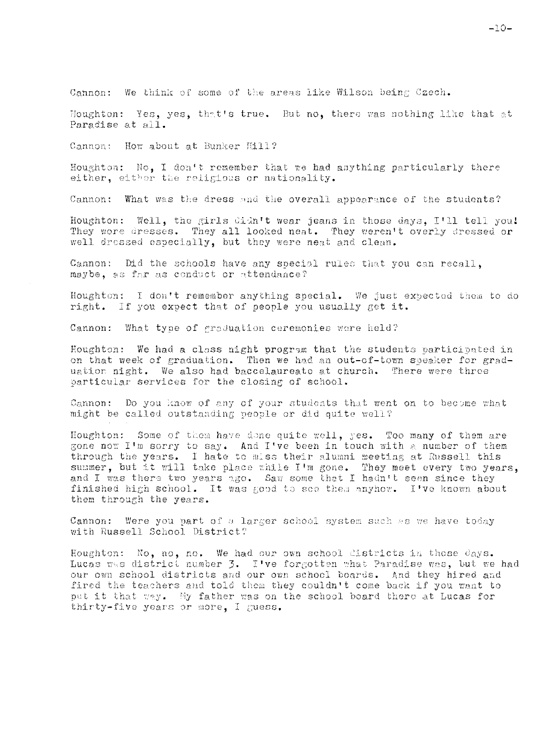Cannon: We think of some of the areas like Wilson being Czech.

Houghton: Yes, yes, that's true. But no, there was nothing like that at Paradise at all.

Cannon: How about at Bunker Hill?

Houghton: No, I don't remember that we had anything particularly there either, either the religious or nationality.

Cannon: What was the dress and the overall appearance of the students?

Houghton: Well, the girls didn't wear jeans in those days, I'll tell you! They wore dresses. They all looked neat. They weren't overly dressed or well dressed especially, but they were neat and clean.

Cannon: Did the schools have any special rules that you can recall, maybe, as far as conduct or attendance?

Houghton: I don't remember anything special. We just expected them to do right. If you expect that of people you usually get it.

Cannon: What type of graduation ceremonies were held?

Houghton: We had a class night program that the students participated in on that week of graduation. Then we had an out-of-town speaker for graduation night. We also had baccelaureate at church. There were three particular services for the closing of school.

Cannon: Do you know of any of your students that went on to become what might be called outstanding people or did quite well?

Houghton: Some of them have done quite well, yes. Too many of them are gone now I'm sorry to say. And I've been in touch with a number of them through the years. I hate to miss their alumni meeting at Russell this summer, but it will take place while I'm gone. They meet every two years, and I was there two years ago. Saw some that I hadn't seen since they finished high school. It was good to see them anyhow. I've known about them through the years.

Cannon: Were you part of a larger school system such as we have today with Russell School District?

Houghton: No, no, no. We had our own school districts in those days. Lucas was district number 3. I've forgotten what Paradise was, but we had our own school districts and our own school boards. And they hired and fired the teachers and told them they couldn't come back if you want to put it that way. My father was on the school board there at Lucas for thirty-five years or more, I guess.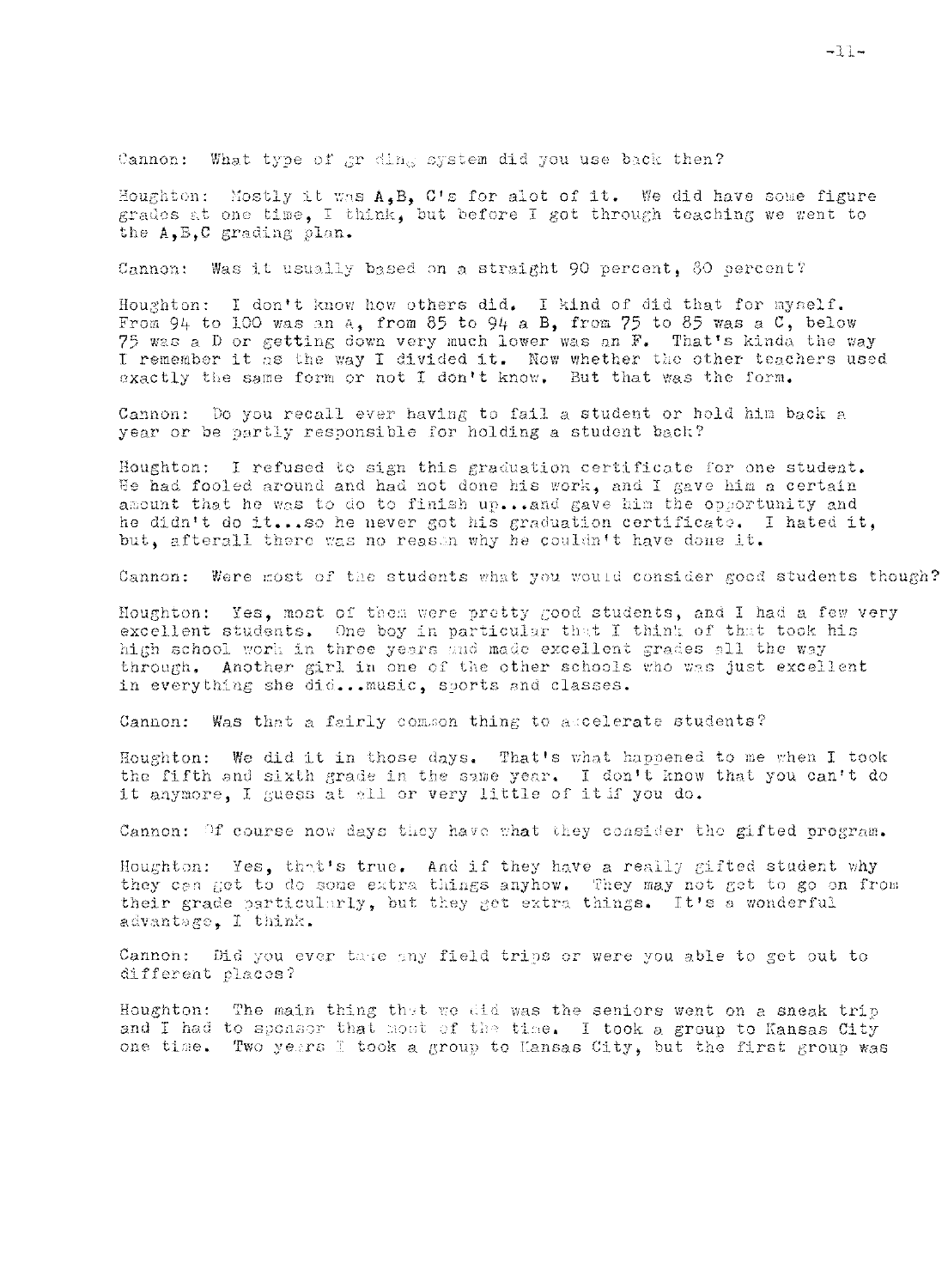Cannon: What type of grading system did you use back then?

Houghton: Mostly it was A,B, C's for alot of it. We did have some figure grades at one time, I think, but before I got through teaching we went to the A,B,C grading plan.

Cannon: Was it usually based on a straight 90 percent, 80 percent?

Houghton: I don't know how others did. I kind of did that for myself. From 94 to 100 was an A, from 85 to 94 a B, from 75 to 85 was a C, below 75 was a D or getting down very much lower was an F. That's kinda the way I remember it as the way I divided it. Now whether the other teachers used exactly the same form or not I don't know. But that was the form.

Cannon: Do you recall ever having to fail a student or hold him back a year or be partly responsible for holding a student back?

Houghton: I refused to sign this graduation certificate for one student. He had fooled around and had not done his work, and I gave him a certain amount that he was to do to finish up...and gave him the opportunity and he didn't do it...so he never got his graduation certificate. I hated it, but, afterall there was no reason why he couldn't have done it.

Cannon: Were most of the students what you would consider good students though?

Houghton: Yes, most of them were pretty good students, and I had a few very excellent students. One boy in particular that I think of that took his high school work in three years and made excellent grades all the way through. Another girl in one of the other schools who was just excellent in everything she did...music, sports and classes.

Cannon: Was that a fairly common thing to accelerate students?

Houghton: We did it in those days. That's what happened to me when I took the fifth and sixth grade in the same year. I don't know that you can't do it anymore, I guess at all or very little of it if you do.

Cannon: Of course now days they have what they consider the gifted program.

Houghton: Yes, that's true. And if they have a really gifted student why they can get to do some extra things anyhow. They may not get to go on from their grade particularly, but they get extra things. It's a wonderful advantage, I think.

Cannon: Did you ever take any field trips or were you able to get out to different places?

Houghton: The main thing that we did was the seniors went on a sneak trip and I had to sponsor that most of the time. I took a group to Kansas City one time. Two years I took a group to Kansas City, but the first group was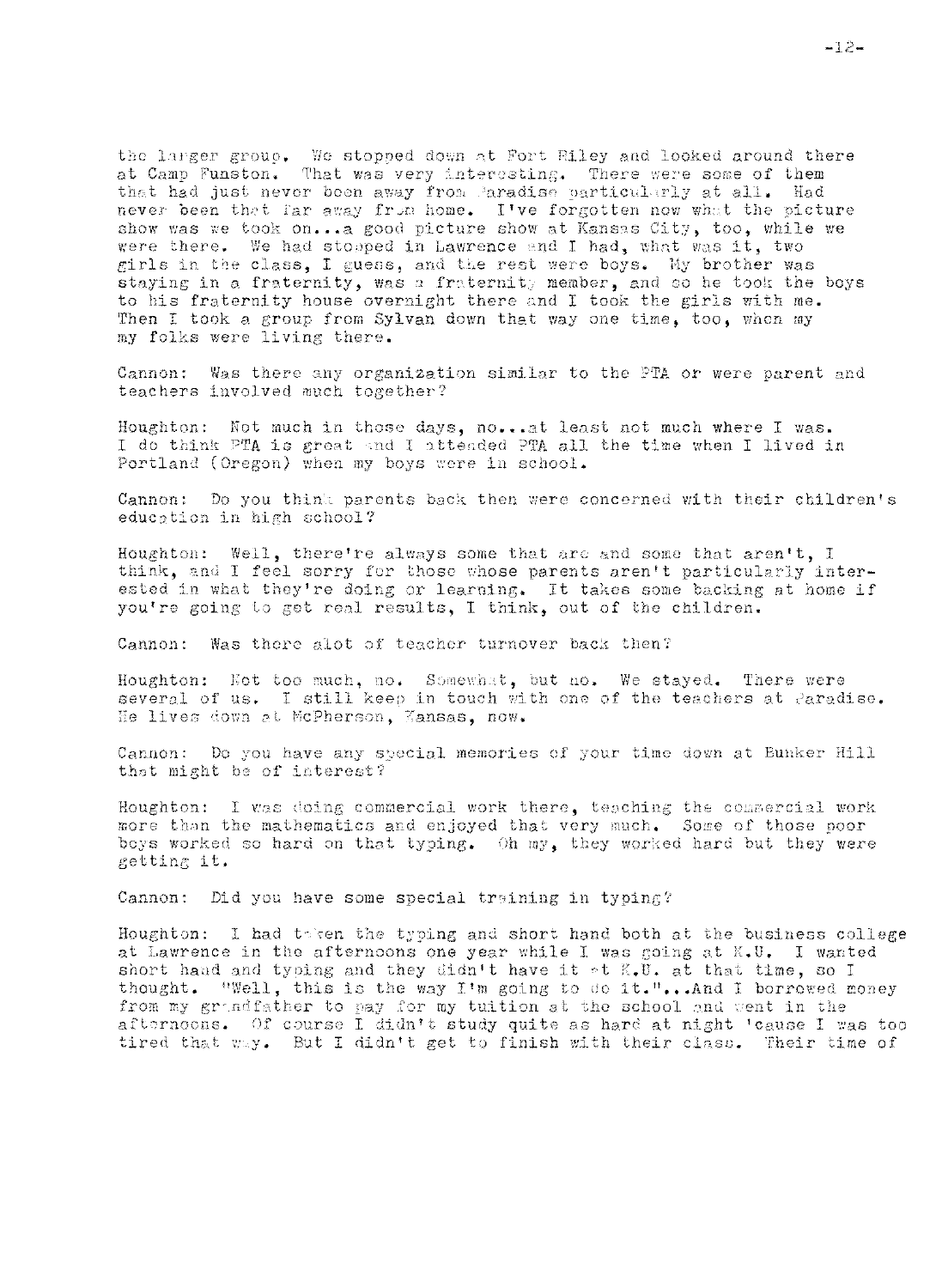the larger group. We stopped down at Fort Riley and looked around there at Camp Funston. That was very interesting. There were some of them that had just never been away from Paradise particularly at all. Had never been that far away from home. I've forgotten now what the picture show was we took on...a good picture show at Kansas City, too, while we were there. We had stopped in Lawrence and I had, what was it, two girls in the class, I guess, and the rest were boys. My brother was staying in a fraternity, was a fraternity member, and so he took the boys to his fraternity house overnight there and I took the girls with me. Then I took a group from Sylvan down that way one time, too, when my my folks were living there.

Cannon: Was there any organization similar to the PTA or were parent and teachers involved much together?

Houghton: Not much in those days, no...at least not much where I was. I do think PTA is great and I attended PTA all the time when I lived in Portland (Oregon) when my boys were in school.

Cannon: Do you think parents back then were concerned with their children's education in high school?

Houghton: Well, there're always some that are and some that aren't, I think, and I feel sorry for those whose parents aren't particularly interested in what they're doing or learning. It takes some backing at home if you're going to get real results, I think, out of the children.

Cannon: Was there alot of teacher turnover back then?

Houghton: Not too much, no. Somewhat, but no. We stayed. There were several of us. I still keep in touch with one of the teachers at Paradise. He lives down at McPherson, Kansas, now.

Cannon: Do you have any special memories of your time down at Bunker Hill that might be of interest?

Houghton: I was doing commercial work there, teaching the commercial work more than the mathematics and enjoyed that very much. Some of those poor boys worked so hard on that typing. Oh my, they worked hard but they were getting it.

Cannon: Did you have some special training in typing?

Houghton: I had taken the typing and short hand both at the business college at Lawrence in the afternoons one year while I was going at K.U. I wanted short hand and typing and they didn't have it at K.U. at that time, so I thought. "Well, this is the way I'm going to do it."...And I borrowed money from my grandfather to pay for my tuition at the school and went in the afternoons. Of course I didn't study quite as hard at night 'cause I was too tired that way. But I didn't get to finish with their class. Their time of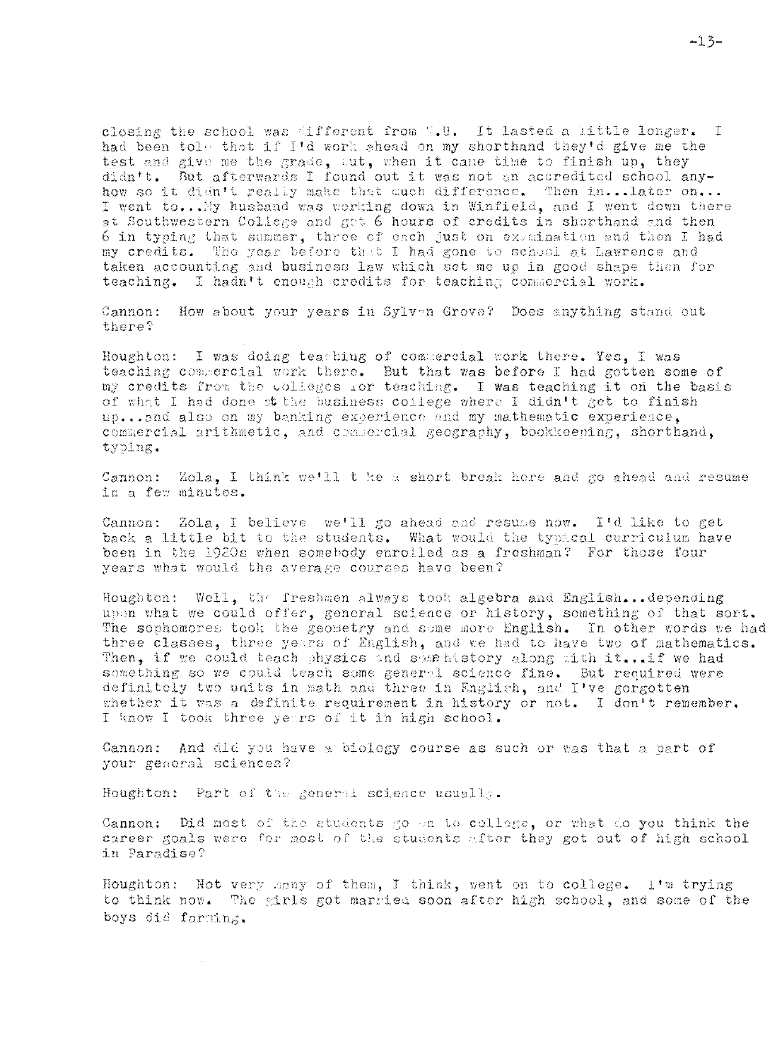closing the school was different from T.U. It lasted a little longer. I had been told that if I'd work ahead on my shorthand they'd give me the test and give me the grade, but, when it came time to finish up, they didn't. But afterwards I found out it was not an accredited school anyhow so it didn't really make that much difference. Then in...later on... I went to...My husband was working down in Winfield, and I went down there at Southwestern College and got 6 hours of credits in shorthand and then 6 in typing that summer, three of each just on examination and then I had my credits. The year before that I had gone to school at Lawrence and taken accounting and business law which set me up in good shape then for teaching. I hadn't enough credits for teaching commercial work.

Cannon: How about your years in Sylvan Grove? Does anything stand out there?

Houghton: I was doing teaching of commercial work there. Yes, I was teaching commercial work there. But that was before I had gotten some of my credits from the colleges for teaching. I was teaching it on the basis of what I had done at the business college where I didn't get to finish up...and also on my banking experience and my mathematic experience, commercial arithmetic, and commercial geography, bookkeeping, shorthand, typing.

Cannon: Zola, I think we'll take a short break here and go ahead and resume in a few minutes.

Cannon: Zola, I believe we'll go ahead and resume now. I'd like to get back a little bit to the students. What would the typical curriculum have been in the 1920s when somebody enrolled as a freshman? For those four years what would the average courses have been?

Houghton: Well, the freshmen always took algebra and English...depending upon what we could offer, general science or history, something of that sort. The sophomores took the geometry and some more English. In other words we had three classes, three years of English, and we had to have two of mathematics. Then, if we could teach physics and some history along with it...if we had something so we could teach some general science fine. But required were definitely two units in math and three in English, and I've gorgotten whether it was a definite requirement in history or not. I don't remember. I know I took three years of it in high school.

Cannon: And did you have a biology course as such or was that a part of your general sciences?

Houghton: Part of the general science usually.

Cannon: Did most of the students go on to college, or what do you think the career goals were for most of the students after they got out of high school in Paradise?

Houghton: Not very many of them, I think, went on to college. I'm trying to think now. The girls got married soon after high school, and some of the boys did farming.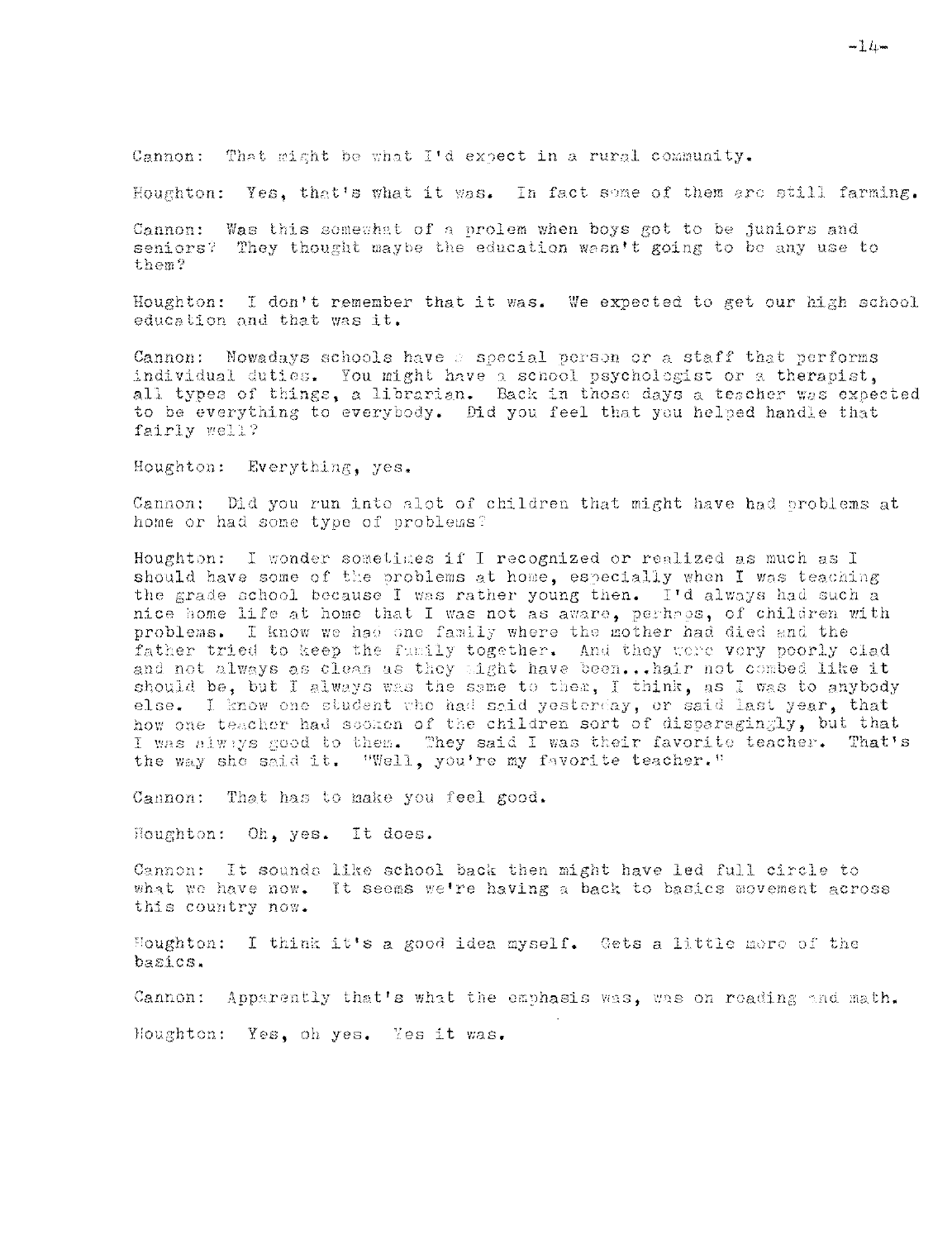Cannon: That might be what I'd expect in a rural community.

Houghton: Yes, that's what it was. In fact some of them are still farming.

Cannon: Was this somewhat of a prolem when boys got to be juniors and seniors? They thought maybe the education wasn't going to be any use to them?

Houghton: I don't remember that it was. We expected to get our high school education and that was it.

Cannon: Nowadays schools have a special person or a staff that performs individual duties. You might have a school psychologist or a therapist, all types of things, a librarian. Back in those days a teacher was expected to be everything to everybody. Did you feel that you helped handle that fairly well?

Houghton: Everything, yes.

Cannon: Did you run into alot of children that might have had problems at home or had some type of problems?

Houghton: I wonder sometimes if I recognized or realized as much as I should have some of the problems at home, especially when I was teaching the grade school because I was rather young then. I'd always had such a nice home life at home that I was not as aware, perhaps, of children with problems. I know we had one family where the mother had died and the father tried to keep the family together. And they were very poorly clad and not always as clean as they might have been...hair not combed like it should be, but I always was the same to them, I think, as I was to anybody else. I know one student who had said yesterday, or said last year, that how one teacher had spoken of the children sort of disparagingly, but that I was always good to them. They said I was their favorite teacher. That's the way she said it. "Well, you're my favorite teacher."

Cannon: That has to make you feel good.

Houghton: Oh, yes. It does.

Cannon: It sounds like school back then might have led full circle to what we have now. It seems we're having a back to basics movement across this country now.

Houghton: I think it's a good idea myself. Gets a little more of the basics.

Cannon: Apparently that's what the emphasis was, was on reading and math.

Houghton: Yes, oh yes. Yes it was.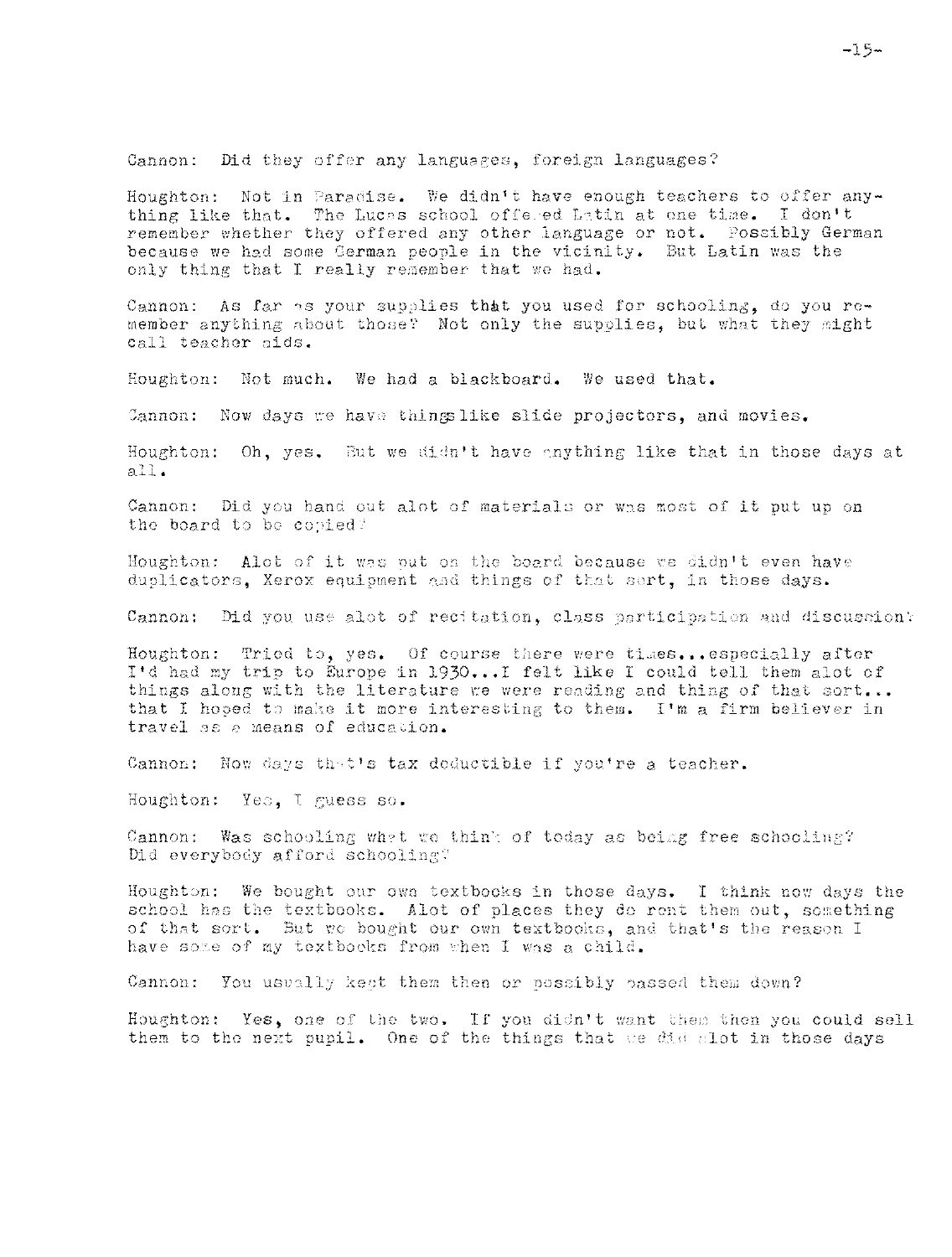Cannon: Did they offer any languages, foreign languages?

Houghton: Not in Paradise. We didn't have enough teachers to offer anything like that. The Lucas school offered Latin at one time. I don't remember whether they offered any other language or not. Possibly German because we had some German people in the vicinity. But Latin was the only thing that I really remember that we had.

Cannon: As far as your supplies that you used for schooling, do you remember anything about those? Not only the supplies, but what they might call teacher aids.

Houghton: Not much. We had a blackboard. We used that.

Cannon: Now days we have things like slide projectors, and movies.

Houghton: Oh, yes. But we didn't have anything like that in those days at all.

Cannon: Did you hand out alot of materials or was most of it put up on the board to be copied?

Houghton: Alot of it was put on the board because we didn't even have duplicators, Xerox equipment and things of that sort, in those days.

Cannon: Did you use alot of recitation, class participation and discussion?

Houghton: Tried to, yes. Of course there were times...especially after I'd had my trip to Europe in 1930...I felt like I could tell them alot of things along with the literature we were reading and thing of that sort... that I hoped to make it more interesting to them. I'm a firm believer in travel as a means of education.

Cannon: Now days that's tax deductible if you're a teacher.

Houghton: Yes, I guess so.

Cannon: Was schooling what we think of today as being free schooling? Did everybody afford schooling?

Houghton: We bought our own textbooks in those days. I think now days the school has the textbooks. Alot of places they do rent them out, something of that sort. But we bought our own textbooks, and that's the reason I have some of my textbooks from when I was a child.

Cannon: You usually kept them then or possibly passed them down?

Houghton: Yes, one of the two. If you didn't want them then you could sell them to the next pupil. One of the things that we did alot in those days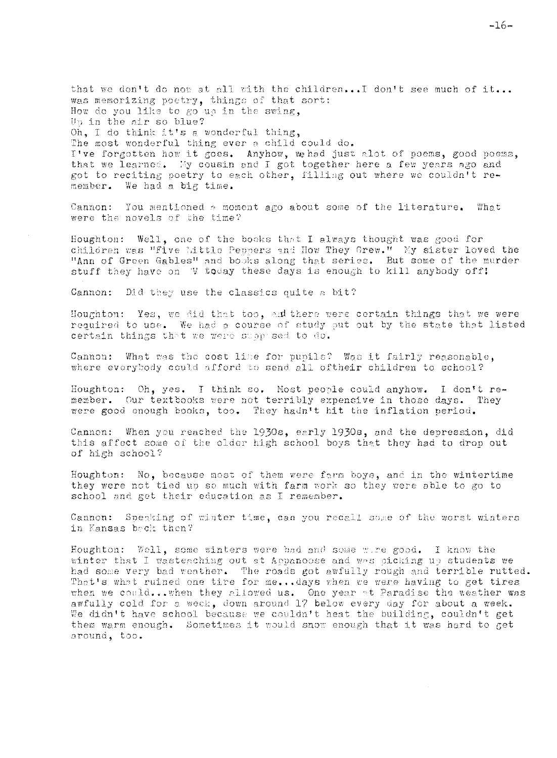that we don't do now at all with the children...I don't see much of it... was memorizing poetry, things of that sort:
How do you like to go up in the swing,
Up in the air so blue?
Oh, I do think it's a wonderful thing,
The most wonderful thing ever a child could do.
I've forgotten how it goes. Anyhow, we had just alot of poems, good poems, that we learned. My cousin and I got together here a few years ago and got to reciting poetry to each other, filling out where we couldn't remember. We had a big time.

Cannon: You mentioned a moment ago about some of the literature. What were the novels of the time?

Houghton: Well, one of the books that I always thought was good for children was "Five Little Peppers and How They Grew." My sister loved the "Ann of Green Gables" and books along that series. But some of the murder stuff they have on TV today these days is enough to kill anybody off!

Cannon: Did they use the classics quite a bit?

Houghton: Yes, we did that too, and there were certain things that we were required to use. We had a course of study put out by the state that listed certain things that we were supposed to do.

Cannon: What was the cost like for pupils? Was it fairly reasonable, where everybody could afford to send all oftheir children to school?

Houghton: Oh, yes. I think so. Most people could anyhow. I don't remember. Our textbooks were not terribly expensive in those days. They were good enough books, too. They hadn't hit the inflation period.

Cannon: When you reached the 1930s, early 1930s, and the depression, did this affect some of the older high school boys that they had to drop out of high school?

Houghton: No, because most of them were farm boys, and in the wintertime they were not tied up so much with farm work so they were able to go to school and get their education as I remember.

Cannon: Speaking of winter time, can you recall some of the worst winters in Kansas back then?

Houghton: Well, some winters were bad and some were good. I know the winter that I wasteaching out at Appanoose and was picking up students we had some very bad weather. The roads got awfully rough and terrible rutted. That's what ruined one tire for me...days when we were having to get tires when we could...when they allowed us. One year at Paradise the weather was awfully cold for a week, down around 17 below every day for about a week. We didn't have school because we couldn't heat the building, couldn't get them warm enough. Sometimes it would snow enough that it was hard to get around, too.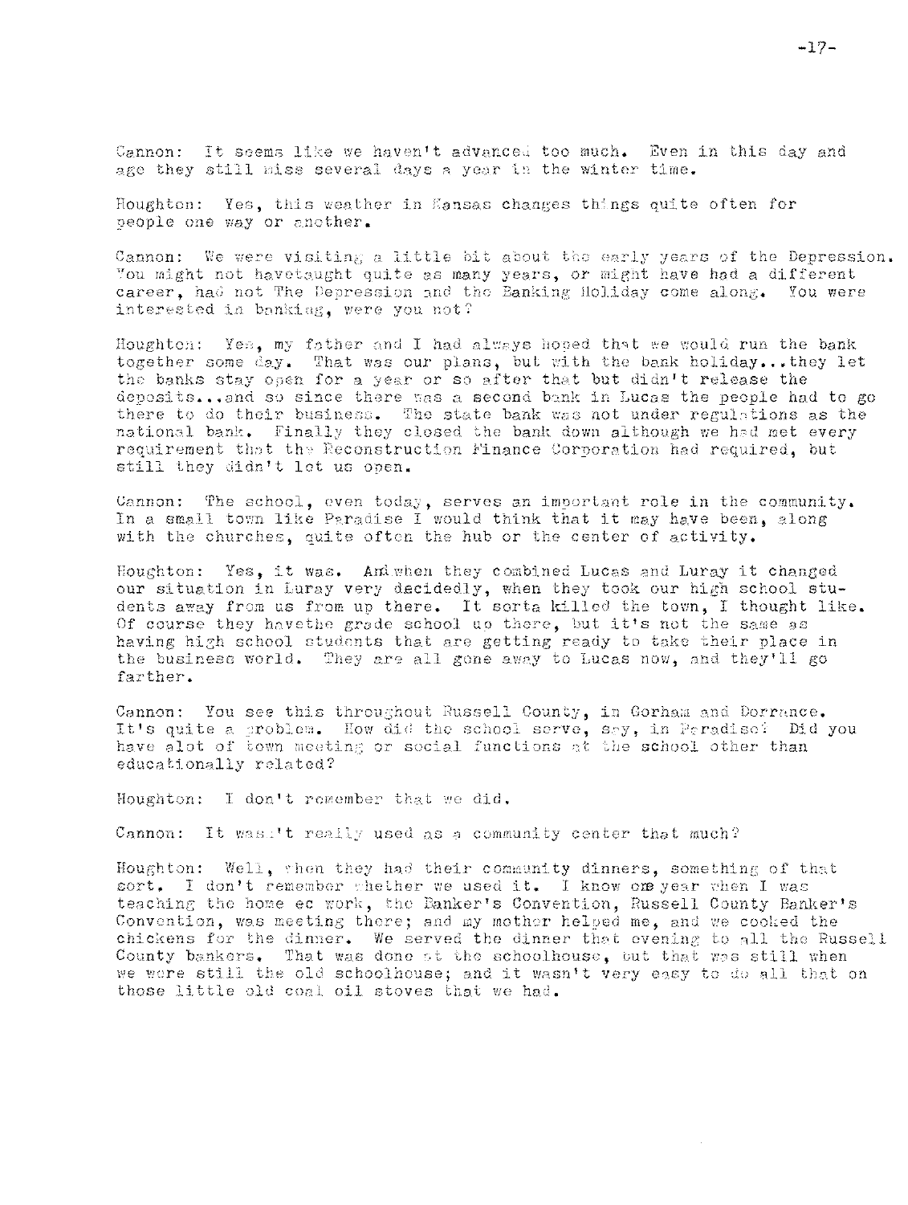Cannon: It seems like we haven't advanced too much. Even in this day and age they still miss several days a year in the winter time.

Houghton: Yes, this weather in Kansas changes things quite often for people one way or another.

Cannon: We were visiting a little bit about the early years of the Depression. You might not havetaught quite as many years, or might have had a different career, had not The Depression and the Banking Holiday come along. You were interested in banking, were you not?

Houghton: Yes, my father and I had always hoped that we would run the bank together some day. That was our plans, but with the bank holiday...they let the banks stay open for a year or so after that but didn't release the deposits...and so since there was a second bank in Lucas the people had to go there to do their business. The state bank was not under regulations as the national bank. Finally they closed the bank down although we had met every requirement that the Reconstruction Finance Corporation had required, but still they didn't let us open.

Cannon: The school, even today, serves an important role in the community. In a small town like Paradise I would think that it may have been, along with the churches, quite often the hub or the center of activity.

Houghton: Yes, it was. And when they combined Lucas and Luray it changed our situation in Luray very decidedly, when they took our high school students away from us from up there. It sorta killed the town, I thought like. Of course they havethe grade school up there, but it's not the same as having high school students that are getting ready to take their place in the business world. They are all gone away to Lucas now, and they'll go farther.

Cannon: You see this throughout Russell County, in Gorham and Dorrance. It's quite a problem. How did the school serve, say, in Paradise? Did you have alot of town meeting or social functions at the school other than educationally related?

Houghton: I don't remember that we did.

Cannon: It wasn't really used as a community center that much?

Houghton: Well, when they had their community dinners, something of that sort. I don't remember whether we used it. I know one year when I was teaching the home ec work, the Banker's Convention, Russell County Banker's Convention, was meeting there; and my mother helped me, and we cooked the chickens for the dinner. We served the dinner that evening to all the Russell County bankers. That was done at the schoolhouse, but that was still when we were still the old schoolhouse; and it wasn't very easy to do all that on those little old coal oil stoves that we had.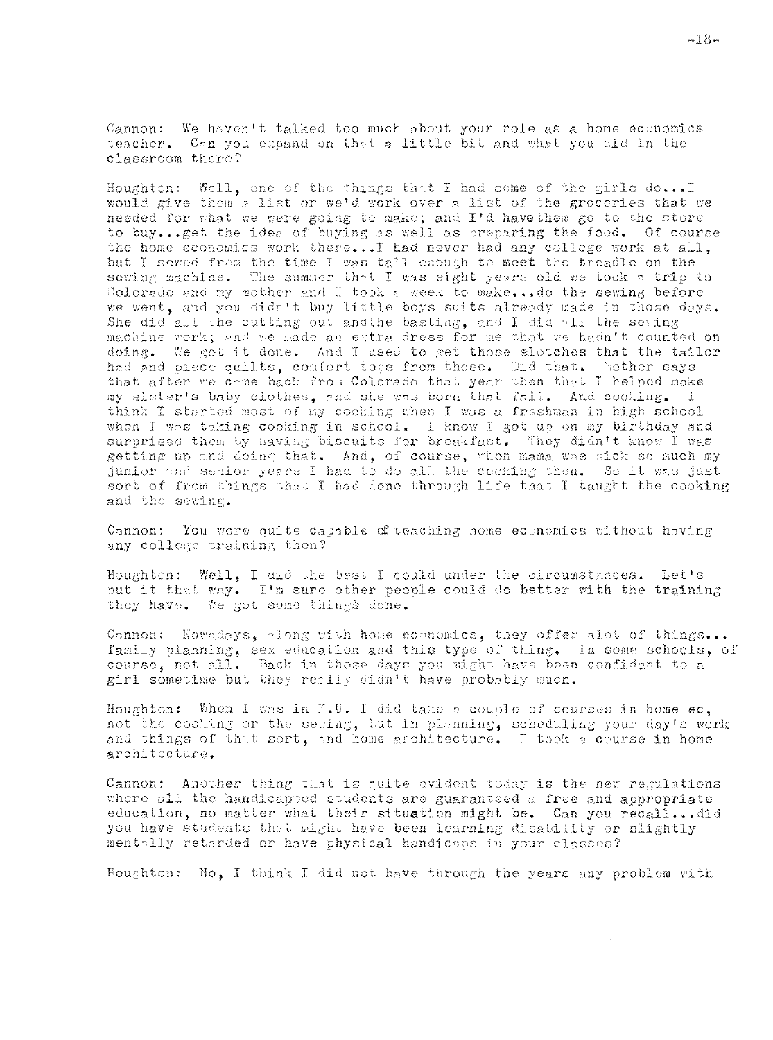Cannon: We haven't talked too much about your role as a home economics teacher. Can you expand on that a little bit and what you did in the classroom there?

Houghton: Well, one of the things that I had some of the girls do...I would give them a list or we'd work over a list of the groceries that we needed for what we were going to make; and I'd have them go to the store to buy...get the idea of buying as well as preparing the food. Of course the home economics work there...I had never had any college work at all, but I sewed from the time I was tall enough to meet the treadle on the sewing machine. The summer that I was eight years old we took a trip to Colorado and my mother and I took a week to make...do the sewing before we went, and you didn't buy little boys suits already made in those days. She did all the cutting out andthe basting, and I did all the sewing machine work; and we made an extra dress for me that we hadn't counted on doing. We got it done. And I used to get those slotches that the tailor had and piece quilts, comfort tops from those. Did that. Mother says that after we came back from Colorado that year then that I helped make my sister's baby clothes, and she was born that fall. And cooking. I think I started most of my cooking when I was a freshman in high school when I was taking cooking in school. I know I got up on my birthday and surprised them by having biscuits for breakfast. They didn't know I was getting up and doing that. And, of course, when mama was sick so much my junior and senior years I had to do all the cooking then. So it was just sort of from things that I had done through life that I taught the cooking and the sewing.

Cannon: You were quite capable of teaching home economics without having any college training then?

Houghton: Well, I did the best I could under the circumstances. Let's put it that way. I'm sure other people could do better with the training they have. We got some things done.

Cannon: Nowadays, along with home economics, they offer alot of things... family planning, sex education and this type of thing. In some schools, of course, not all. Back in those days you might have been confidant to a girl sometime but they really didn't have probably much.

Houghton: When I was in K.U. I did take a couple of courses in home ec, not the cooking or the sewing, but in planning, scheduling your day's work and things of that sort, and home architecture. I took a course in home architecture.

Cannon: Another thing that is quite evident today is the new regulations where all the handicapped students are guaranteed a free and appropriate education, no matter what their situation might be. Can you recall...did you have students that might have been learning disability or slightly mentally retarded or have physical handicaps in your classes?

Houghton: No, I think I did not have through the years any problem with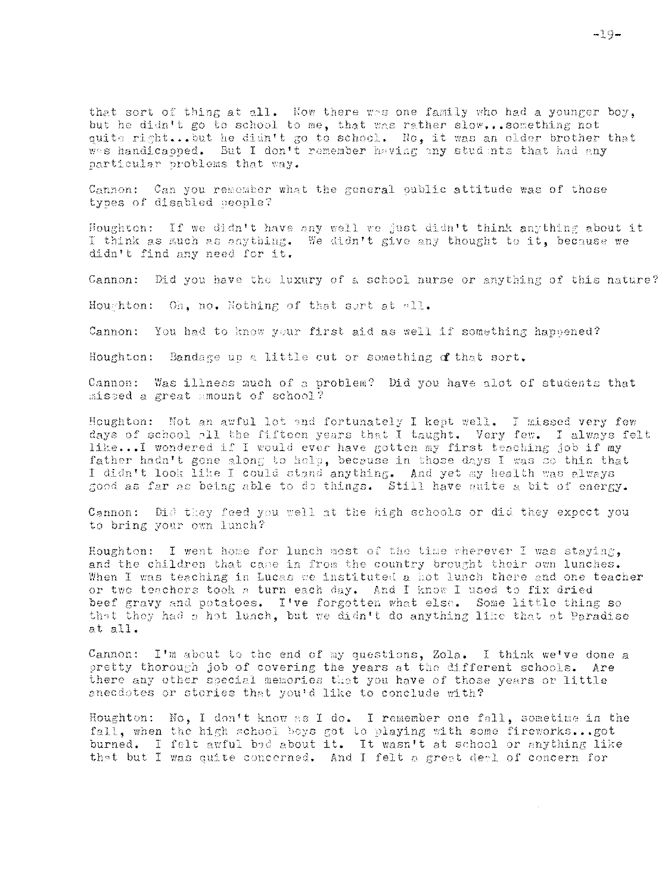that sort of thing at all. Now there was one family who had a younger boy, but he didn't go to school to me, that was rather slow...something not quite right...but he didn't go to school. No, it was an older brother that was handicapped. But I don't remember having any students that had any particular problems that way.

Cannon: Can you remember what the general public attitude was of those types of disabled people?

Houghton: If we didn't have any well we just didn't think anything about it I think as much as anything. We didn't give any thought to it, because we didn't find any need for it.

Cannon: Did you have the luxury of a school nurse or anything of this nature?

Houghton: Oh, no. Nothing of that sort at all.

Cannon: You had to know your first aid as well if something happened?

Houghton: Bandage up a little cut or something of that sort.

Cannon: Was illness much of a problem? Did you have alot of students that missed a great amount of school?

Houghton: Not an awful lot and fortunately I kept well. I missed very few days of school all the fifteen years that I taught. Very few. I always felt like...I wondered if I would ever have gotten my first teaching job if my father hadn't gone along to help, because in those days I was so thin that I didn't look like I could stand anything. And yet my health was always good as far as being able to do things. Still have quite a bit of energy.

Cannon: Did they feed you well at the high schools or did they expect you to bring your own lunch?

Houghton: I went home for lunch most of the time wherever I was staying, and the children that came in from the country brought their own lunches. When I was teaching in Lucas we instituted a hot lunch there and one teacher or two teachers took a turn each day. And I know I used to fix dried beef gravy and potatoes. I've forgotten what else. Some little thing so that they had a hot lunch, but we didn't do anything like that at Paradise at all.

Cannon: I'm about to the end of my questions, Zola. I think we've done a pretty thorough job of covering the years at the different schools. Are there any other special memories that you have of those years or little anecdotes or stories that you'd like to conclude with?

Houghton: No, I don't know as I do. I remember one fall, sometime in the fall, when the high school boys got to playing with some fireworks...got burned. I felt awful bad about it. It wasn't at school or anything like that but I was quite concerned. And I felt a great deal of concern for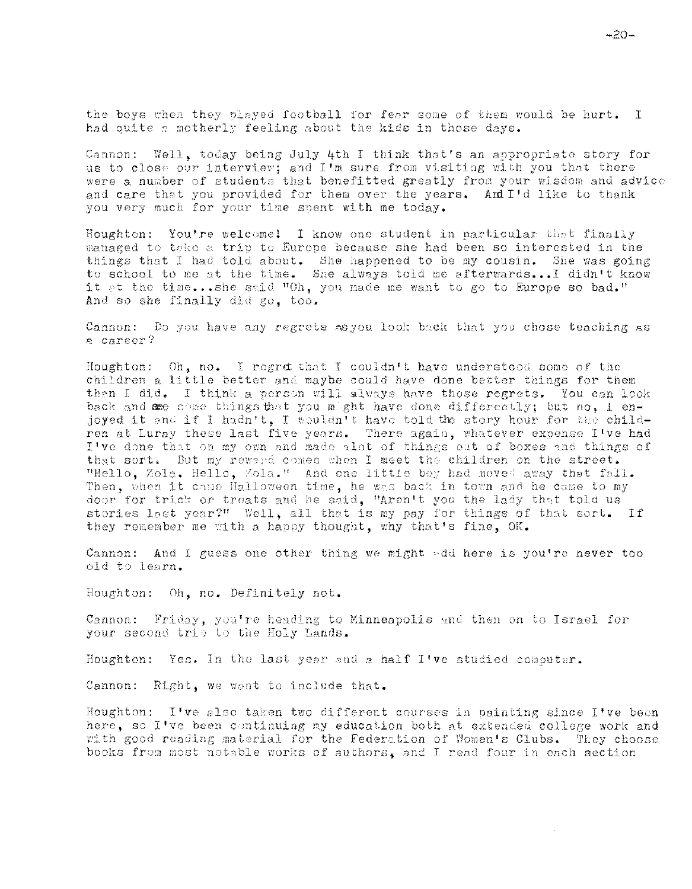the boys when they played football for fear some of them would be hurt. I had quite a motherly feeling about the kids in those days.

Cannon: Well, today being July 4th I think that's an appropriate story for us to close our interview; and I'm sure from visiting with you that there were a number of students that benefitted greatly from your wisdom and advice and care that you provided for them over the years. And I'd like to thank you very much for your time spent with me today.

Houghton: You're welcome! I know one student in particular that finally managed to take a trip to Europe because she had been so interested in the things that I had told about. She happened to be my cousin. She was going to school to me at the time. She always told me afterwards...I didn't know it at the time...she said "Oh, you made me want to go to Europe so bad." And so she finally did go, too.

Cannon: Do you have any regrets as you look back that you chose teaching as a career?

Houghton: Oh, no. I regret that I couldn't have understood some of the children a little better and maybe could have done better things for them than I did. I think a person will always have those regrets. You can look back and see some things that you might have done differently; but no, I enjoyed it and if I hadn't, I wouldn't have told the story hour for the children at Luray these last five years. There again, whatever expense I've had I've done that on my own and made alot of things out of boxes and things of that sort. But my reward comes when I meet the children on the street. "Hello, Zola. Hello, Zola." And one little boy had moved away that fall. Then, when it came Halloween time, he was back in town and he came to my door for trick or treats and he said, "Aren't you the lady that told us stories last year?" Well, all that is my pay for things of that sort. If they remember me with a happy thought, why that's fine, OK.

Cannon: And I guess one other thing we might add here is you're never too old to learn.

Houghton: Oh, no. Definitely not.

Cannon: Friday, you're heading to Minneapolis and then on to Israel for your second trip to the Holy Lands.

Houghton: Yes. In the last year and a half I've studied computer.

Cannon: Right, we want to include that.

Houghton: I've also taken two different courses in painting since I've been here, so I've been continuing my education both at extended college work and with good reading material for the Federation of Women's Clubs. They choose books from most notable works of authors, and I read four in each section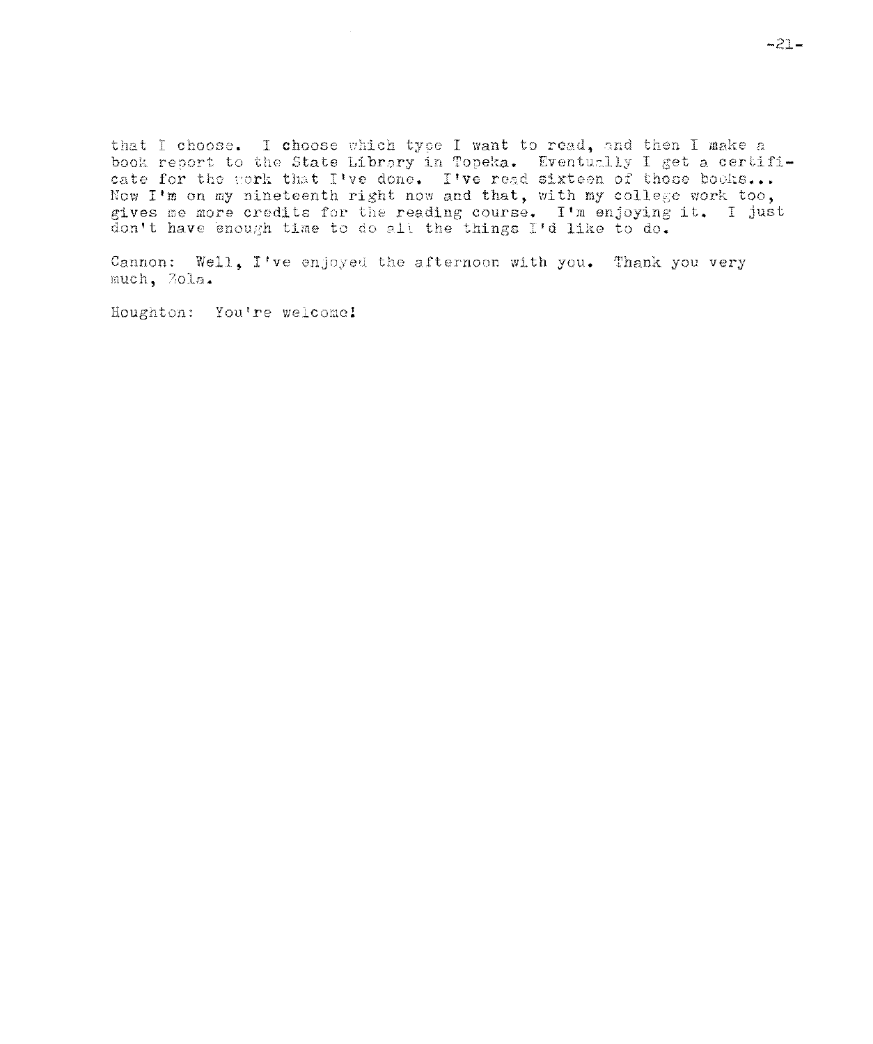that I choose. I choose which type I want to read, and then I make a book report to the State Library in Topeka. Eventually I get a certificate for the work that I've done. I've read sixteen of those books... Now I'm on my nineteenth right now and that, with my college work too, gives me more credits for the reading course. I'm enjoying it. I just don't have enough time to do all the things I'd like to do.

Cannon: Well, I've enjoyed the afternoon with you. Thank you very much, Zola.

Houghton: You're welcome!